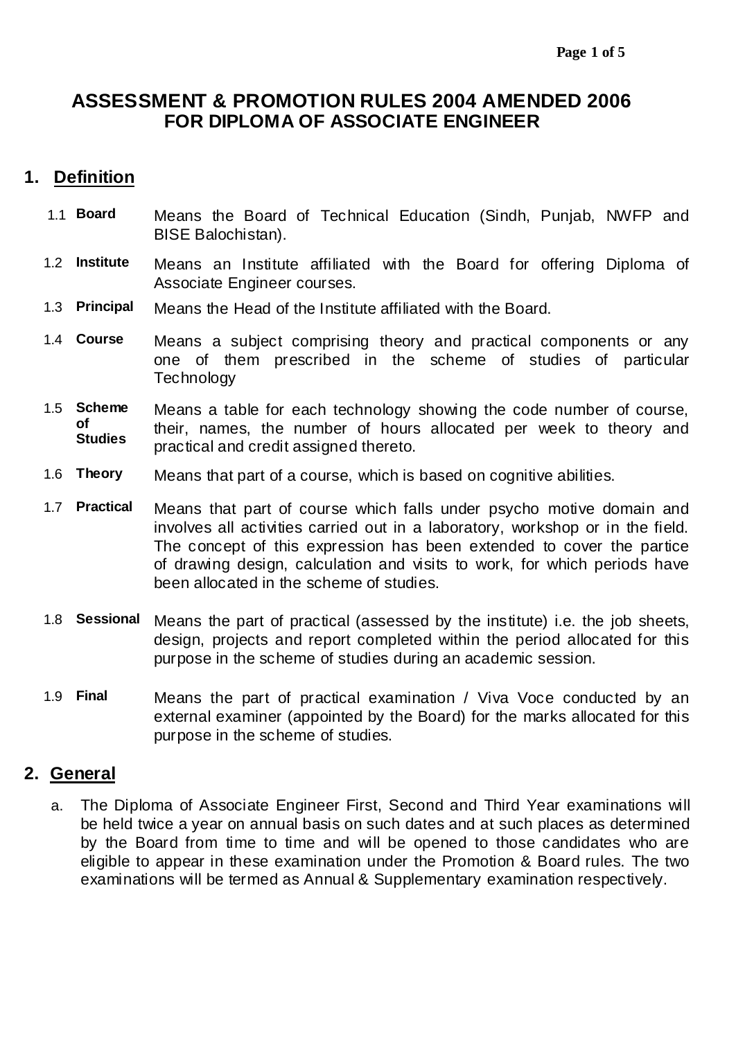# ASSESSMENT & PROMOTION RULES 2004 AMENDED 2006 FOR DIPLOMA OF ASSOCIATE ENGINEER

## 1. Definition

1.1 **Board** Means the Board of Technical Education (Sindh, Punjab, NWFP and BISE Balochistan).

1.2 **Institute** Means an Institute affiliated with the Board for offering Diploma of Associate Engineer courses.

1.3 **Principal** Means the Head of the Institute affiliated with the Board.

1.4 **Course** Means a subject comprising theory and practical components or any one of them prescribed in the scheme of studies of particular Technology

1.5 **Scheme of Studies** Means a table for each technology showing the code number of course, their, names, the number of hours allocated per week to theory and practical and credit assigned thereto.

1.6 **Theory** Means that part of a course, which is based on cognitive abilities.

1.7 **Practical** Means that part of course which falls under psycho motive domain and involves all activities carried out in a laboratory, workshop or in the field. The concept of this expression has been extended to cover the partice of drawing design, calculation and visits to work, for which periods have been allocated in the scheme of studies.

1.8 **Sessional** Means the part of practical (assessed by the institute) i.e. the job sheets, design, projects and report completed within the period allocated for this purpose in the scheme of studies during an academic session.

1.9 **Final** Means the part of practical examination / Viva Voce conducted by an external examiner (appointed by the Board) for the marks allocated for this purpose in the scheme of studies.

## 2. General

a. The Diploma of Associate Engineer First, Second and Third Year examinations will be held twice a year on annual basis on such dates and at such places as determined by the Board from time to time and will be opened to those candidates who are eligible to appear in these examination under the Promotion & Board rules. The two examinations will be termed as Annual & Supplementary examination respectively.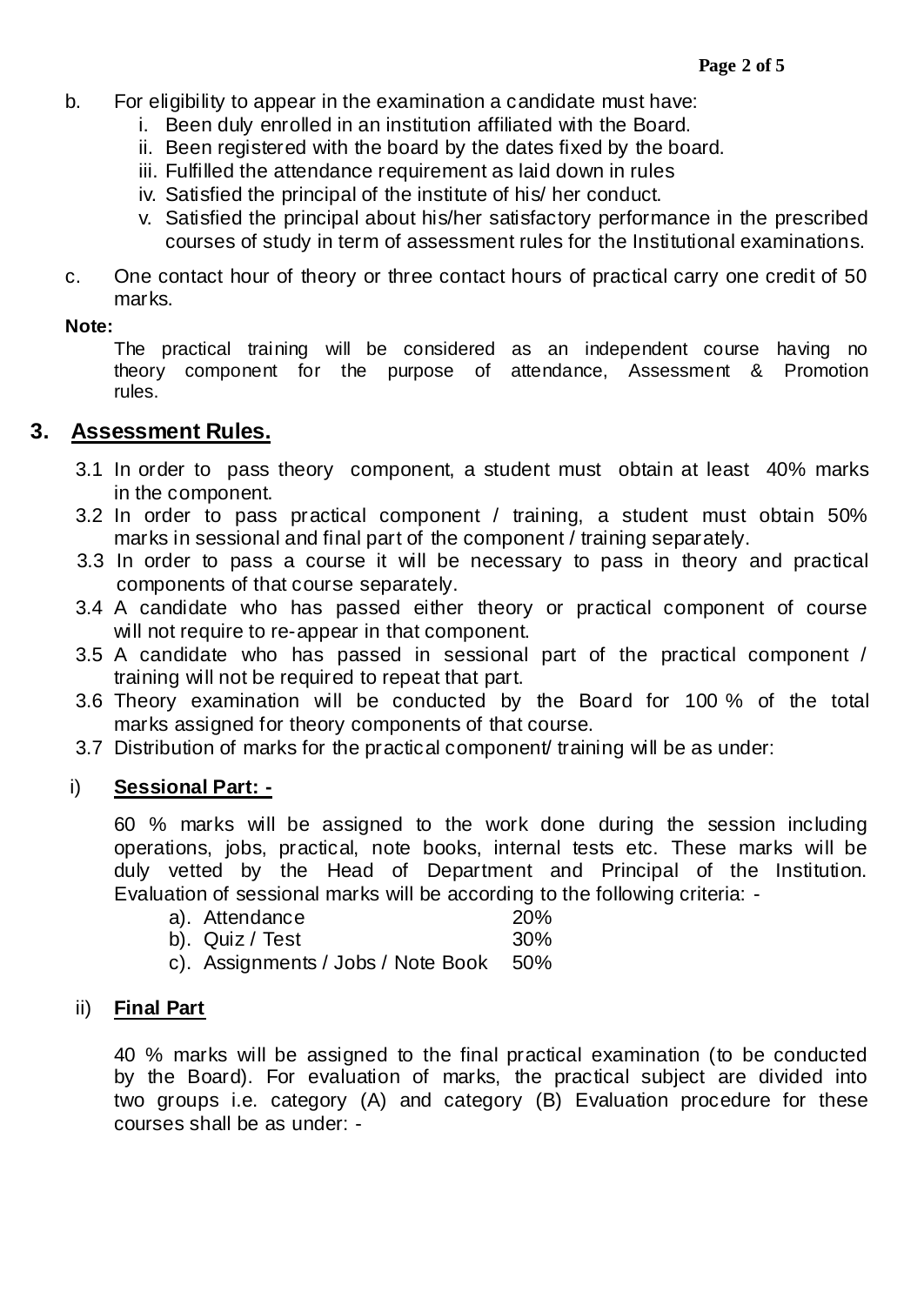b. For eligibility to appear in the examination a candidate must have:
   i. Been duly enrolled in an institution affiliated with the Board.
   ii. Been registered with the board by the dates fixed by the board.
   iii. Fulfilled the attendance requirement as laid down in rules
   iv. Satisfied the principal of the institute of his/ her conduct.
   v. Satisfied the principal about his/her satisfactory performance in the prescribed courses of study in term of assessment rules for the Institutional examinations.

c. One contact hour of theory or three contact hours of practical carry one credit of 50 marks.

**Note:**

The practical training will be considered as an independent course having no theory component for the purpose of attendance, Assessment & Promotion rules.

## 3. Assessment Rules.

3.1 In order to pass theory component, a student must obtain at least 40% marks in the component.

3.2 In order to pass practical component / training, a student must obtain 50% marks in sessional and final part of the component / training separately.

3.3 In order to pass a course it will be necessary to pass in theory and practical components of that course separately.

3.4 A candidate who has passed either theory or practical component of course will not require to re-appear in that component.

3.5 A candidate who has passed in sessional part of the practical component / training will not be required to repeat that part.

3.6 Theory examination will be conducted by the Board for 100 % of the total marks assigned for theory components of that course.

3.7 Distribution of marks for the practical component/ training will be as under:

i) **Sessional Part: -**

60 % marks will be assigned to the work done during the session including operations, jobs, practical, note books, internal tests etc. These marks will be duly vetted by the Head of Department and Principal of the Institution. Evaluation of sessional marks will be according to the following criteria: -

| | |
|---|---|
| a). Attendance | 20% |
| b). Quiz / Test | 30% |
| c). Assignments / Jobs / Note Book | 50% |

ii) **Final Part**

40 % marks will be assigned to the final practical examination (to be conducted by the Board). For evaluation of marks, the practical subject are divided into two groups i.e. category (A) and category (B) Evaluation procedure for these courses shall be as under: -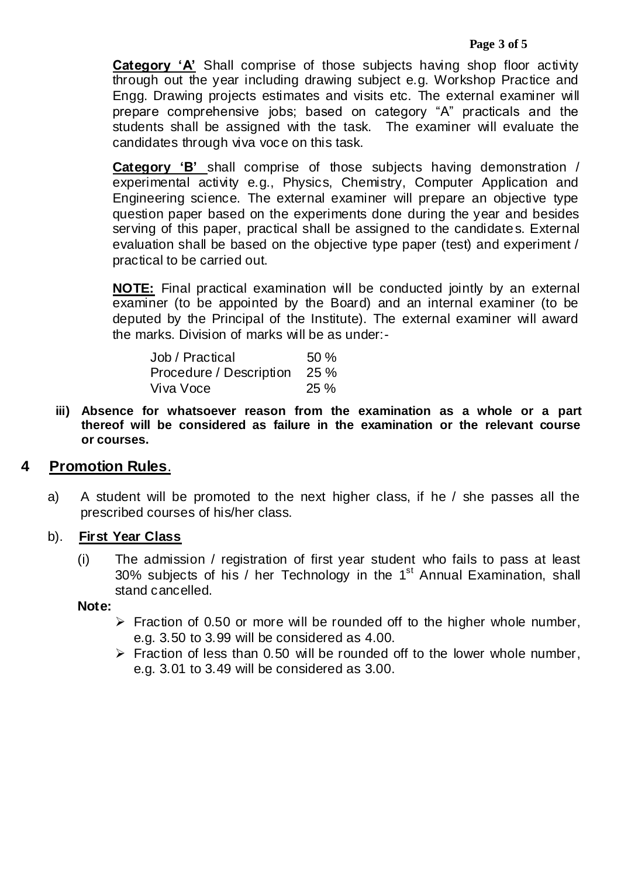**Category 'A'** Shall comprise of those subjects having shop floor activity through out the year including drawing subject e.g. Workshop Practice and Engg. Drawing projects estimates and visits etc. The external examiner will prepare comprehensive jobs; based on category "A" practicals and the students shall be assigned with the task. The examiner will evaluate the candidates through viva voce on this task.

**Category 'B'** shall comprise of those subjects having demonstration / experimental activity e.g., Physics, Chemistry, Computer Application and Engineering science. The external examiner will prepare an objective type question paper based on the experiments done during the year and besides serving of this paper, practical shall be assigned to the candidates. External evaluation shall be based on the objective type paper (test) and experiment / practical to be carried out.

**NOTE:** Final practical examination will be conducted jointly by an external examiner (to be appointed by the Board) and an internal examiner (to be deputed by the Principal of the Institute). The external examiner will award the marks. Division of marks will be as under:-

| | |
|---|---|
| Job / Practical | 50 % |
| Procedure / Description | 25 % |
| Viva Voce | 25 % |

**iii) Absence for whatsoever reason from the examination as a whole or a part thereof will be considered as failure in the examination or the relevant course or courses.**

## 4 Promotion Rules.

a) A student will be promoted to the next higher class, if he / she passes all the prescribed courses of his/her class.

b). **First Year Class**

(i) The admission / registration of first year student who fails to pass at least 30% subjects of his / her Technology in the 1st Annual Examination, shall stand cancelled.

**Note:**

- Fraction of 0.50 or more will be rounded off to the higher whole number, e.g. 3.50 to 3.99 will be considered as 4.00.
- Fraction of less than 0.50 will be rounded off to the lower whole number, e.g. 3.01 to 3.49 will be considered as 3.00.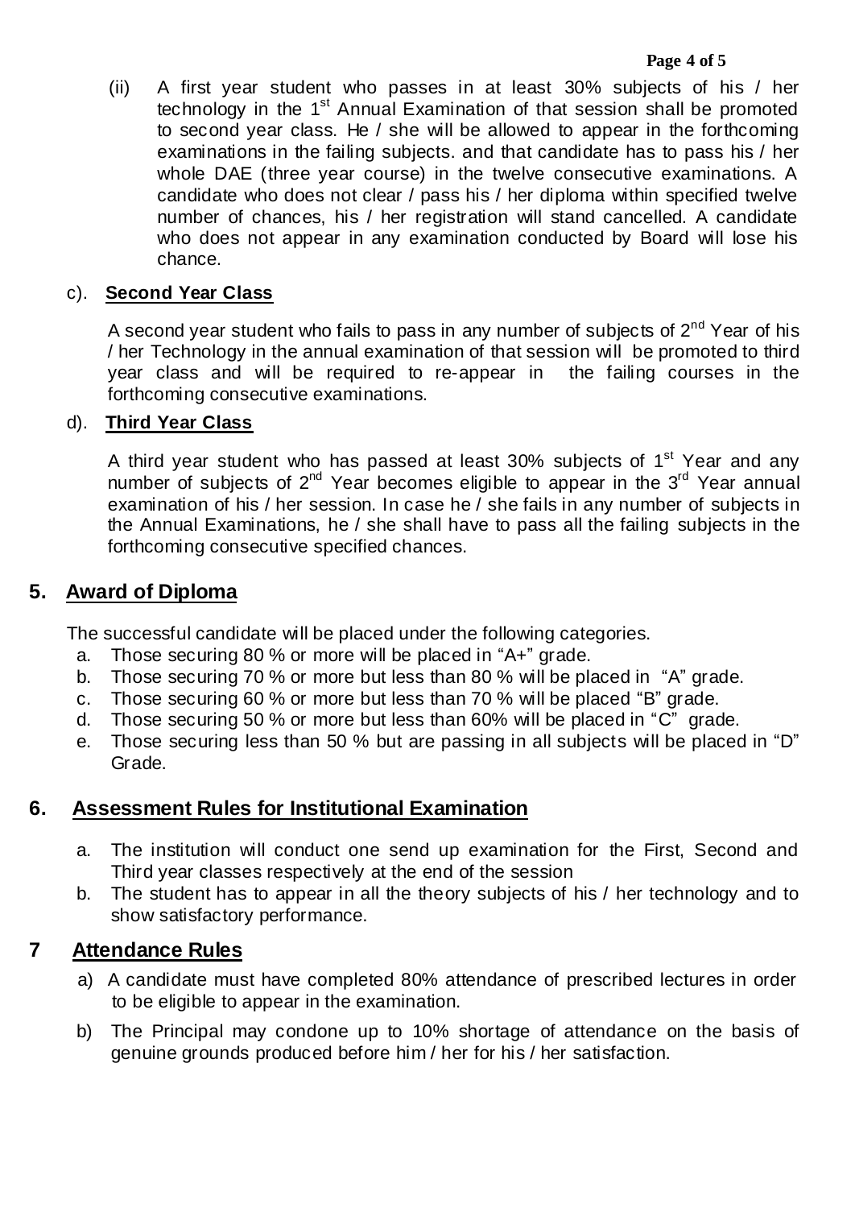(ii) A first year student who passes in at least 30% subjects of his / her technology in the 1st Annual Examination of that session shall be promoted to second year class. He / she will be allowed to appear in the forthcoming examinations in the failing subjects. and that candidate has to pass his / her whole DAE (three year course) in the twelve consecutive examinations. A candidate who does not clear / pass his / her diploma within specified twelve number of chances, his / her registration will stand cancelled. A candidate who does not appear in any examination conducted by Board will lose his chance.

c). **Second Year Class**

A second year student who fails to pass in any number of subjects of 2nd Year of his / her Technology in the annual examination of that session will be promoted to third year class and will be required to re-appear in the failing courses in the forthcoming consecutive examinations.

d). **Third Year Class**

A third year student who has passed at least 30% subjects of 1st Year and any number of subjects of 2nd Year becomes eligible to appear in the 3rd Year annual examination of his / her session. In case he / she fails in any number of subjects in the Annual Examinations, he / she shall have to pass all the failing subjects in the forthcoming consecutive specified chances.

## 5. Award of Diploma

The successful candidate will be placed under the following categories.

a. Those securing 80 % or more will be placed in "A+" grade.
b. Those securing 70 % or more but less than 80 % will be placed in "A" grade.
c. Those securing 60 % or more but less than 70 % will be placed "B" grade.
d. Those securing 50 % or more but less than 60% will be placed in "C" grade.
e. Those securing less than 50 % but are passing in all subjects will be placed in "D" Grade.

## 6. Assessment Rules for Institutional Examination

a. The institution will conduct one send up examination for the First, Second and Third year classes respectively at the end of the session
b. The student has to appear in all the theory subjects of his / her technology and to show satisfactory performance.

## 7 Attendance Rules

a) A candidate must have completed 80% attendance of prescribed lectures in order to be eligible to appear in the examination.

b) The Principal may condone up to 10% shortage of attendance on the basis of genuine grounds produced before him / her for his / her satisfaction.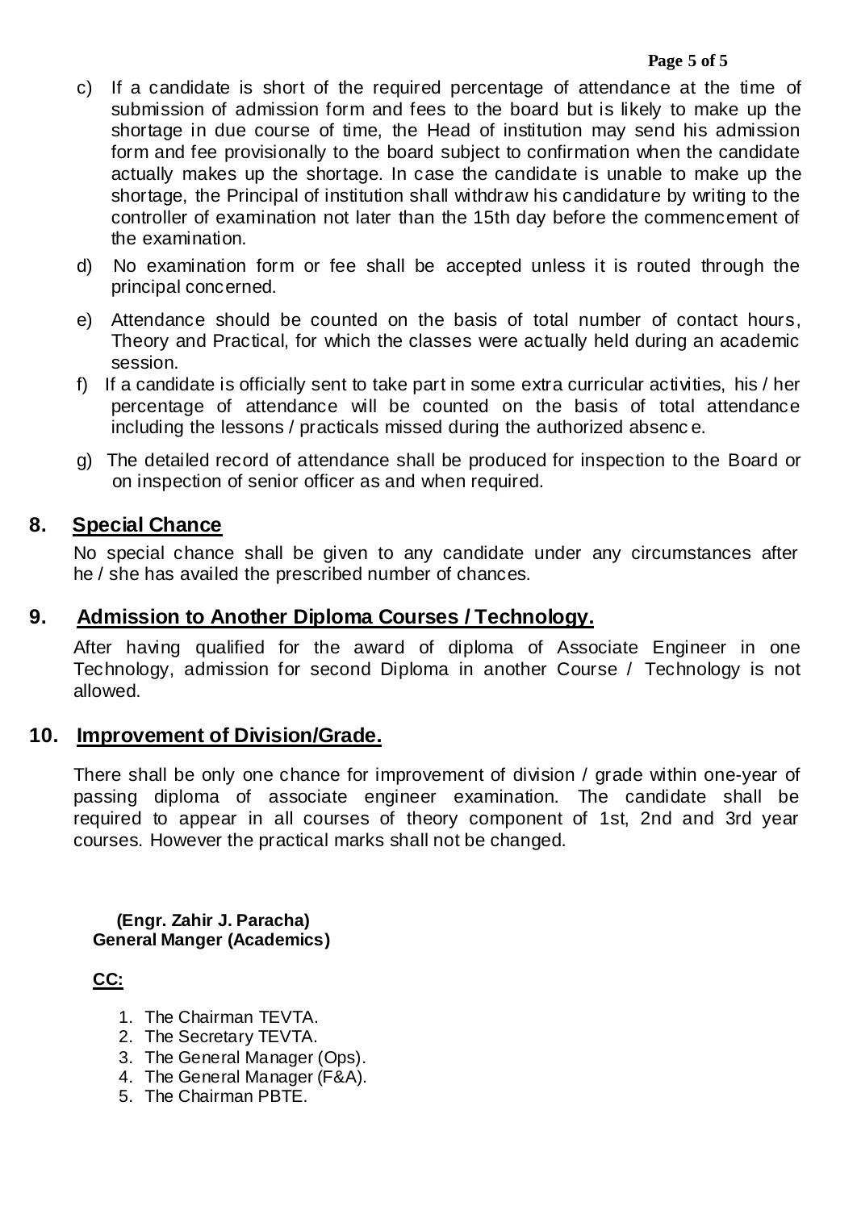c) If a candidate is short of the required percentage of attendance at the time of submission of admission form and fees to the board but is likely to make up the shortage in due course of time, the Head of institution may send his admission form and fee provisionally to the board subject to confirmation when the candidate actually makes up the shortage. In case the candidate is unable to make up the shortage, the Principal of institution shall withdraw his candidature by writing to the controller of examination not later than the 15th day before the commencement of the examination.

d) No examination form or fee shall be accepted unless it is routed through the principal concerned.

e) Attendance should be counted on the basis of total number of contact hours, Theory and Practical, for which the classes were actually held during an academic session.

f) If a candidate is officially sent to take part in some extra curricular activities, his / her percentage of attendance will be counted on the basis of total attendance including the lessons / practicals missed during the authorized absence.

g) The detailed record of attendance shall be produced for inspection to the Board or on inspection of senior officer as and when required.

## 8. Special Chance

No special chance shall be given to any candidate under any circumstances after he / she has availed the prescribed number of chances.

## 9. Admission to Another Diploma Courses / Technology.

After having qualified for the award of diploma of Associate Engineer in one Technology, admission for second Diploma in another Course / Technology is not allowed.

## 10. Improvement of Division/Grade.

There shall be only one chance for improvement of division / grade within one-year of passing diploma of associate engineer examination. The candidate shall be required to appear in all courses of theory component of 1st, 2nd and 3rd year courses. However the practical marks shall not be changed.

**(Engr. Zahir J. Paracha)**
**General Manger (Academics)**

**CC:**

1. The Chairman TEVTA.
2. The Secretary TEVTA.
3. The General Manager (Ops).
4. The General Manager (F&A).
5. The Chairman PBTE.